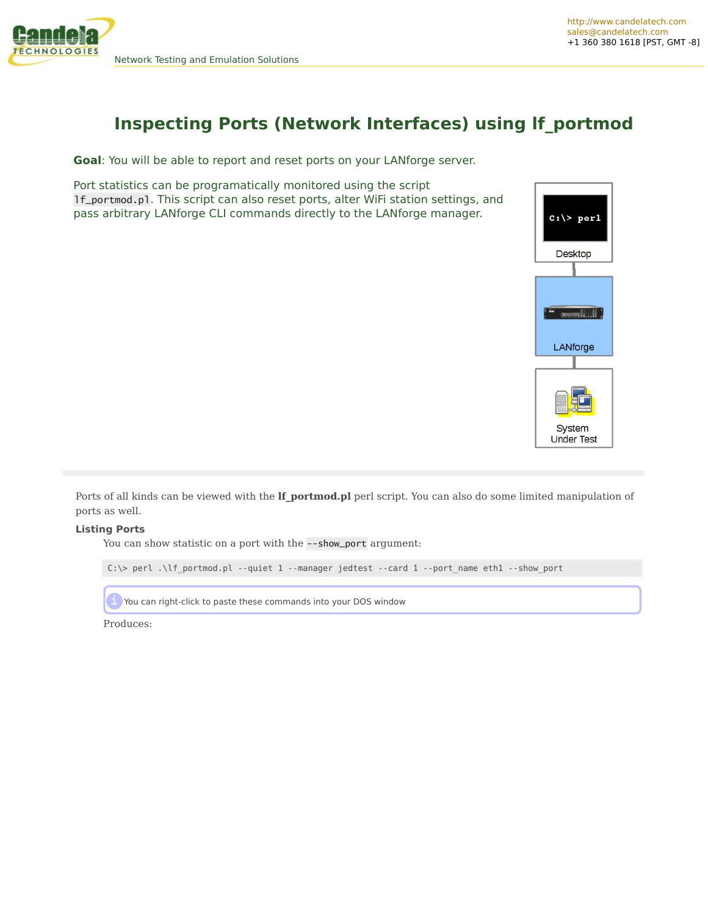// Candela Technologies header omitted as running header? It's page 1 header with logo; contact info repeats likely on each page. Omit.

# Inspecting Ports (Network Interfaces) using lf_portmod

**Goal**: You will be able to report and reset ports on your LANforge server.

Port statistics can be programatically monitored using the script `lf_portmod.pl`. This script can also reset ports, alter WiFi station settings, and pass arbitrary LANforge CLI commands directly to the LANforge manager.

C:\> perl

Desktop

LANforge

System Under Test

---

Ports of all kinds can be viewed with the **lf_portmod.pl** perl script. You can also do some limited manipulation of ports as well.

### Listing Ports

You can show statistic on a port with the `--show_port` argument:

```
C:\> perl .\lf_portmod.pl --quiet 1 --manager jedtest --card 1 --port_name eth1 --show_port
```

You can right-click to paste these commands into your DOS window

Produces:

# Inspecting Ports (Network Interfaces) using lf_portmod

**Goal**: You will be able to report and reset ports on your LANforge server.

Port statistics can be programatically monitored using the script `lf_portmod.pl`. This script can also reset ports, alter WiFi station settings, and pass arbitrary LANforge CLI commands directly to the LANforge manager.

C:\> perl

Desktop

LANforge

System Under Test

---

Ports of all kinds can be viewed with the **lf_portmod.pl** perl script. You can also do some limited manipulation of ports as well.

### Listing Ports

You can show statistic on a port with the `--show_port` argument:

```
C:\> perl .\lf_portmod.pl --quiet 1 --manager jedtest --card 1 --port_name eth1 --show_port
```

You can right-click to paste these commands into your DOS window

Produces: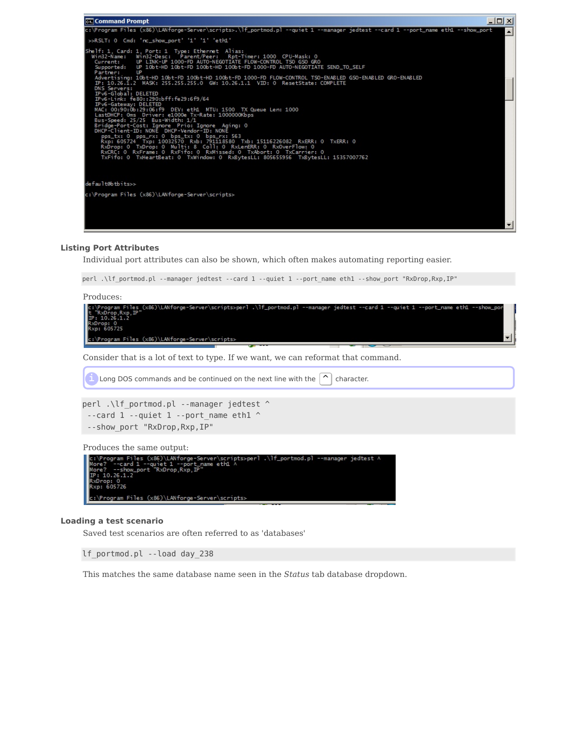```
c:\Program Files (x86)\LANforge-Server\scripts>.\lf_portmod.pl --quiet 1 --manager jedtest --card 1 --port_name eth1 --show_port

 >>RSLT: 0  Cmd: 'nc_show_port' '1' '1' 'eth1'

Shelf: 1, Card: 1, Port: 1  Type: Ethernet  Alias:
  Win32-Name:   Win32-Desc:   Parent/Peer:   Rpt-Timer: 1000  CPU-Mask: 0
  Current:     UP LINK-UP 1000-FD AUTO-NEGOTIATE FLOW-CONTROL TSO GSO GRO
  Supported:   UP 10bt-HD 10bt-FD 100bt-HD 100bt-FD 1000-FD AUTO-NEGOTIATE SEND_TO_SELF
  Partner:     UP
  Advertising: 10bt-HD 10bt-FD 100bt-HD 100bt-FD 1000-FD FLOW-CONTROL TSO-ENABLED GSO-ENABLED GRO-ENABLED
  IP: 10.26.1.2  MASK: 255.255.255.0  GW: 10.26.1.1  VID: 0  ResetState: COMPLETE
  DNS Servers:
  IPv6-Global: DELETED
  IPv6-Link: fe80::290:bff:fe29:6f9/64
  IPv6-Gateway: DELETED
  MAC: 00:90:0b:29:06:f9  DEV: eth1  MTU: 1500  TX Queue Len: 1000
  LastDHCP: 0ms  Driver: e1000e Tx-Rate: 1000000Kbps
  Bus-Speed: 25/25  Bus-Width: 1/1
  Bridge-Port-Cost: Ignore  Prio: Ignore  Aging: 0
  DHCP-Client-ID: NONE  DHCP-Vendor-ID: NONE
    pps_tx: 0  pps_rx: 0  bps_tx: 0  bps_rx: 563
    Rxp: 605724  Txp: 10032570  Rxb: 791118580  Txb: 15116226082  RxERR: 0  TxERR: 0
    RxDrop: 0  TxDrop: 0  Multi: 8  Coll: 0  RxLenERR: 0  RxOverFlow: 0
    RxCRC: 0  RxFrame: 0  RxFifo: 0  RxMissed: 0  TxAbort: 0  TxCarrier: 0
    TxFifo: 0  TxHeartBeat: 0  TxWindow: 0  RxBytesLL: 805655956  TxBytesLL: 15357007762


default@btbits>>

c:\Program Files (x86)\LANforge-Server\scripts>
```

### Listing Port Attributes

Individual port attributes can also be shown, which often makes automating reporting easier.

```
perl .\lf_portmod.pl --manager jedtest --card 1 --quiet 1 --port_name eth1 --show_port "RxDrop,Rxp,IP"
```

Produces:

```
c:\Program Files (x86)\LANforge-Server\scripts>perl .\lf_portmod.pl --manager jedtest --card 1 --quiet 1 --port_name eth1 --show_port "RxDrop,Rxp,IP"
IP: 10.26.1.2
RxDrop: 0
Rxp: 605725

c:\Program Files (x86)\LANforge-Server\scripts>
```

Consider that is a lot of text to type. If we want, we can reformat that command.

Long DOS commands and be continued on the next line with the `^` character.

```
perl .\lf_portmod.pl --manager jedtest ^
 --card 1 --quiet 1 --port_name eth1 ^
 --show_port "RxDrop,Rxp,IP"
```

Produces the same output:

```
c:\Program Files (x86)\LANforge-Server\scripts>perl .\lf_portmod.pl --manager jedtest ^
More?  --card 1 --quiet 1 --port_name eth1 ^
More?  --show_port "RxDrop,Rxp,IP"
IP: 10.26.1.2
RxDrop: 0
Rxp: 605726

c:\Program Files (x86)\LANforge-Server\scripts>
```

### Loading a test scenario

Saved test scenarios are often referred to as 'databases'

```
lf_portmod.pl --load day_238
```

This matches the same database name seen in the *Status* tab database dropdown.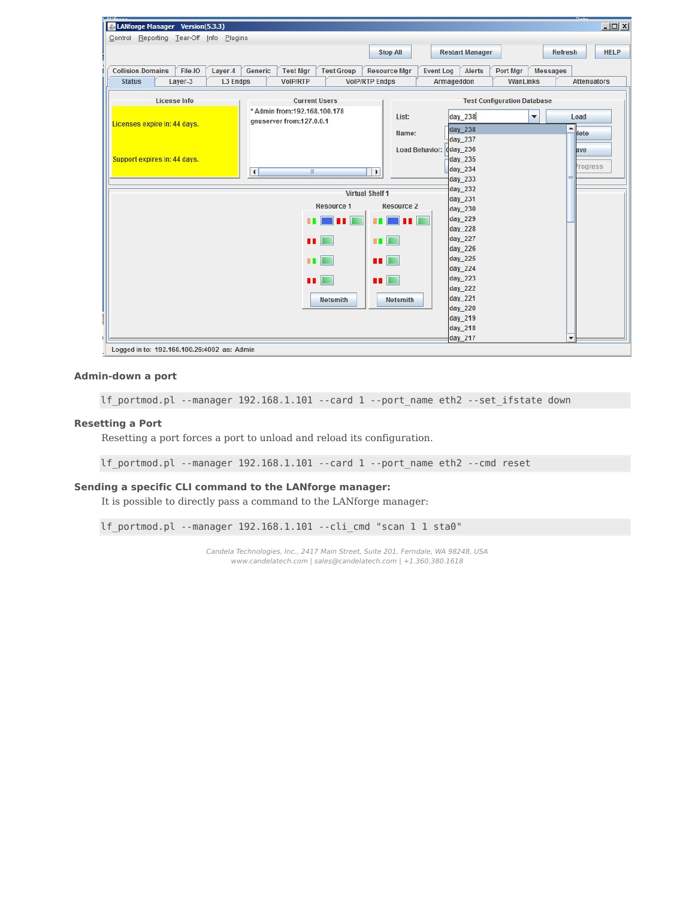**Admin-down a port**

```
lf_portmod.pl --manager 192.168.1.101 --card 1 --port_name eth2 --set_ifstate down
```

**Resetting a Port**

Resetting a port forces a port to unload and reload its configuration.

```
lf_portmod.pl --manager 192.168.1.101 --card 1 --port_name eth2 --cmd reset
```

**Sending a specific CLI command to the LANforge manager:**

It is possible to directly pass a command to the LANforge manager:

```
lf_portmod.pl --manager 192.168.1.101 --cli_cmd "scan 1 1 sta0"
```